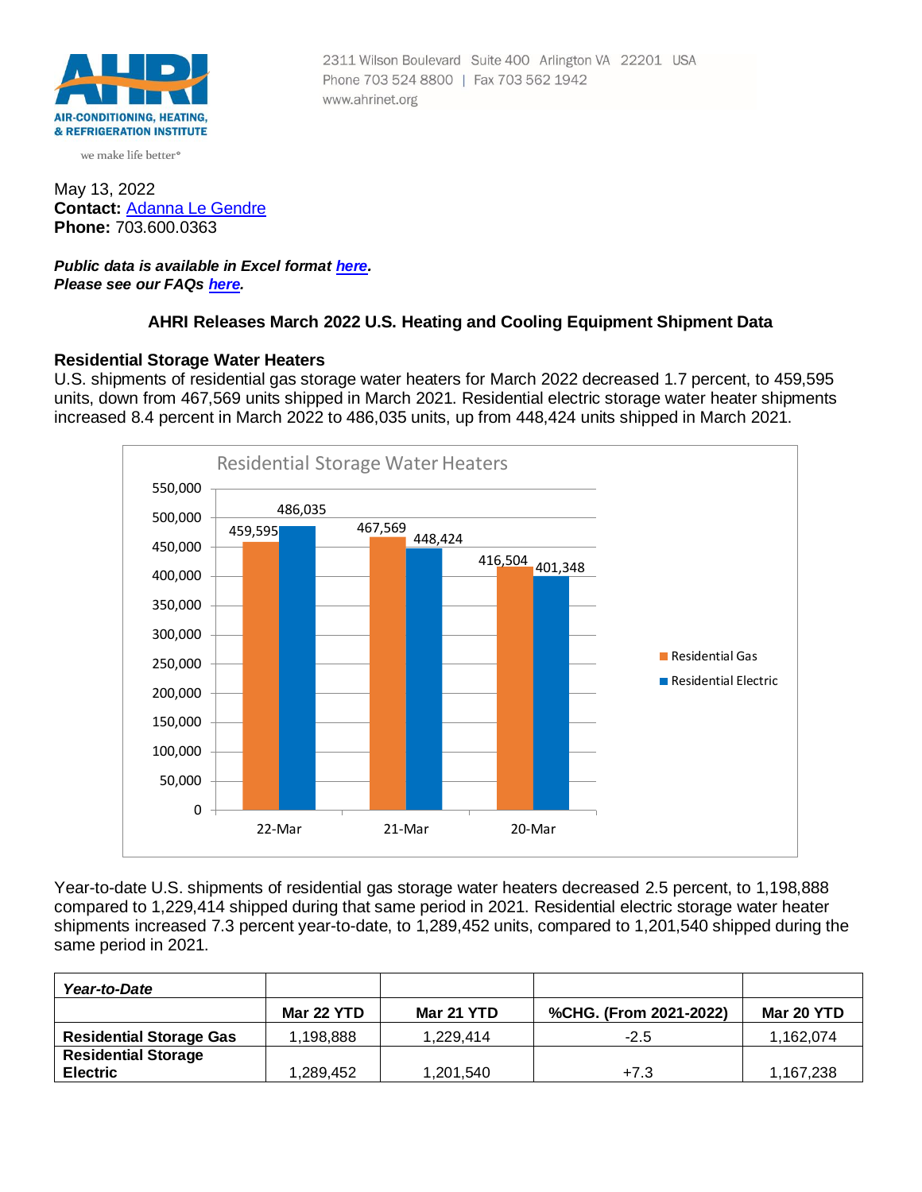AHRI

AIR-CONDITIONING, HEATING, & REFRIGERATION INSTITUTE

we make life better®

2311 Wilson Boulevard Suite 400 Arlington VA 22201 USA
Phone 703 524 8800 | Fax 703 562 1942
www.ahrinet.org

May 13, 2022
**Contact:** Adanna Le Gendre
**Phone:** 703.600.0363

***Public data is available in Excel format here.***
***Please see our FAQs here.***

## AHRI Releases March 2022 U.S. Heating and Cooling Equipment Shipment Data

### Residential Storage Water Heaters

U.S. shipments of residential gas storage water heaters for March 2022 decreased 1.7 percent, to 459,595 units, down from 467,569 units shipped in March 2021. Residential electric storage water heater shipments increased 8.4 percent in March 2022 to 486,035 units, up from 448,424 units shipped in March 2021.

Residential Storage Water Heaters

| | Residential Gas | Residential Electric |
|---|---|---|
| 22-Mar | 459,595 | 486,035 |
| 21-Mar | 467,569 | 448,424 |
| 20-Mar | 416,504 | 401,348 |

Year-to-date U.S. shipments of residential gas storage water heaters decreased 2.5 percent, to 1,198,888 compared to 1,229,414 shipped during that same period in 2021. Residential electric storage water heater shipments increased 7.3 percent year-to-date, to 1,289,452 units, compared to 1,201,540 shipped during the same period in 2021.

| *Year-to-Date* | | | | |
|---|---|---|---|---|
| | **Mar 22 YTD** | **Mar 21 YTD** | **%CHG. (From 2021-2022)** | **Mar 20 YTD** |
| **Residential Storage Gas** | 1,198,888 | 1,229,414 | -2.5 | 1,162,074 |
| **Residential Storage Electric** | 1,289,452 | 1,201,540 | +7.3 | 1,167,238 |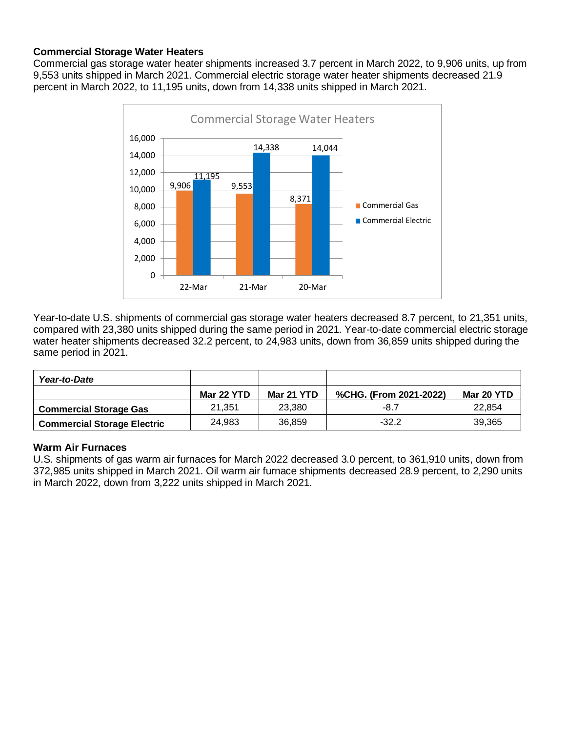### Commercial Storage Water Heaters

Commercial gas storage water heater shipments increased 3.7 percent in March 2022, to 9,906 units, up from 9,553 units shipped in March 2021. Commercial electric storage water heater shipments decreased 21.9 percent in March 2022, to 11,195 units, down from 14,338 units shipped in March 2021.

**Commercial Storage Water Heaters**

| | 22-Mar | 21-Mar | 20-Mar |
|---|---|---|---|
| Commercial Gas | 9,906 | 9,553 | 8,371 |
| Commercial Electric | 11,195 | 14,338 | 14,044 |

Year-to-date U.S. shipments of commercial gas storage water heaters decreased 8.7 percent, to 21,351 units, compared with 23,380 units shipped during the same period in 2021. Year-to-date commercial electric storage water heater shipments decreased 32.2 percent, to 24,983 units, down from 36,859 units shipped during the same period in 2021.

| ***Year-to-Date*** | | | | |
|---|---|---|---|---|
| | **Mar 22 YTD** | **Mar 21 YTD** | **%CHG. (From 2021-2022)** | **Mar 20 YTD** |
| **Commercial Storage Gas** | 21,351 | 23,380 | -8.7 | 22,854 |
| **Commercial Storage Electric** | 24,983 | 36,859 | -32.2 | 39,365 |

### Warm Air Furnaces

U.S. shipments of gas warm air furnaces for March 2022 decreased 3.0 percent, to 361,910 units, down from 372,985 units shipped in March 2021. Oil warm air furnace shipments decreased 28.9 percent, to 2,290 units in March 2022, down from 3,222 units shipped in March 2021.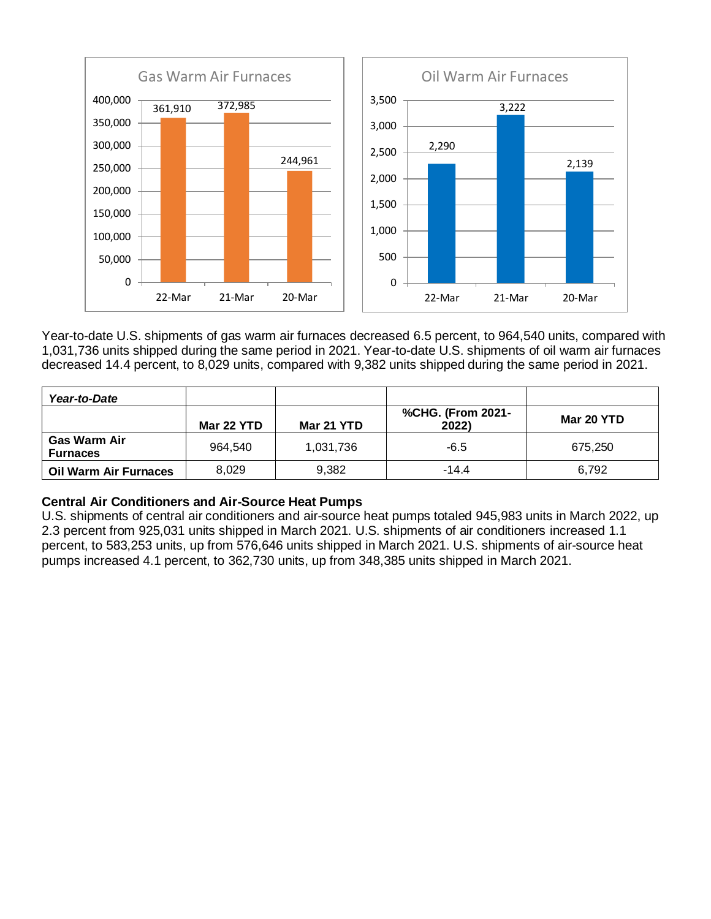Gas Warm Air Furnaces

| | 22-Mar | 21-Mar | 20-Mar |
|---|---|---|---|
| Gas Warm Air Furnaces | 361,910 | 372,985 | 244,961 |

Oil Warm Air Furnaces

| | 22-Mar | 21-Mar | 20-Mar |
|---|---|---|---|
| Oil Warm Air Furnaces | 2,290 | 3,222 | 2,139 |

Year-to-date U.S. shipments of gas warm air furnaces decreased 6.5 percent, to 964,540 units, compared with 1,031,736 units shipped during the same period in 2021. Year-to-date U.S. shipments of oil warm air furnaces decreased 14.4 percent, to 8,029 units, compared with 9,382 units shipped during the same period in 2021.

| ***Year-to-Date*** | | | | |
|---|---|---|---|---|
| | **Mar 22 YTD** | **Mar 21 YTD** | **%CHG. (From 2021-2022)** | **Mar 20 YTD** |
| **Gas Warm Air Furnaces** | 964,540 | 1,031,736 | -6.5 | 675,250 |
| **Oil Warm Air Furnaces** | 8,029 | 9,382 | -14.4 | 6,792 |

**Central Air Conditioners and Air-Source Heat Pumps**

U.S. shipments of central air conditioners and air-source heat pumps totaled 945,983 units in March 2022, up 2.3 percent from 925,031 units shipped in March 2021. U.S. shipments of air conditioners increased 1.1 percent, to 583,253 units, up from 576,646 units shipped in March 2021. U.S. shipments of air-source heat pumps increased 4.1 percent, to 362,730 units, up from 348,385 units shipped in March 2021.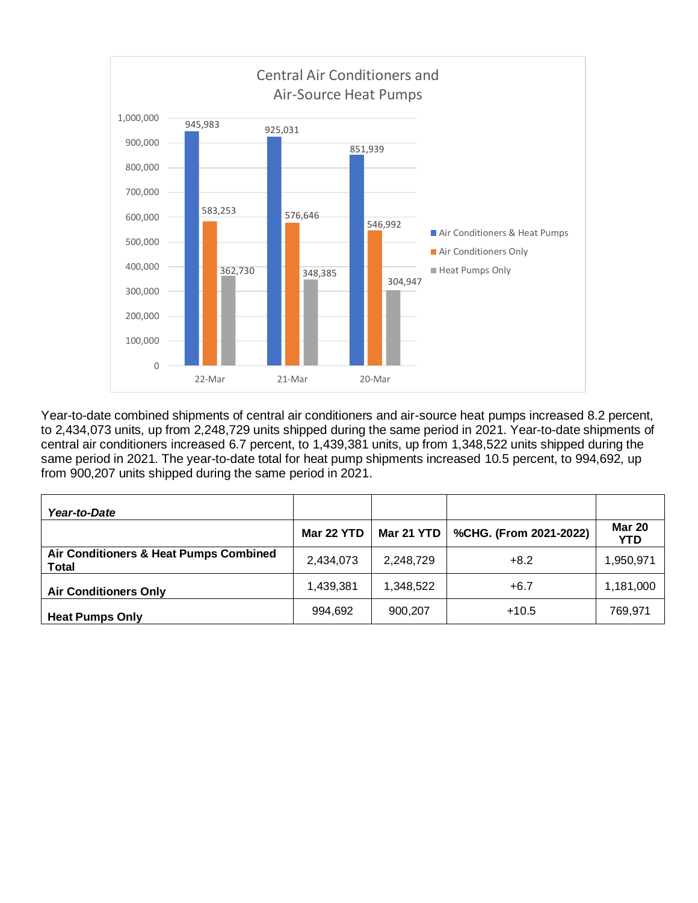Central Air Conditioners and Air-Source Heat Pumps

| | 22-Mar | 21-Mar | 20-Mar |
|---|---|---|---|
| Air Conditioners & Heat Pumps | 945,983 | 925,031 | 851,939 |
| Air Conditioners Only | 583,253 | 576,646 | 546,992 |
| Heat Pumps Only | 362,730 | 348,385 | 304,947 |

Year-to-date combined shipments of central air conditioners and air-source heat pumps increased 8.2 percent, to 2,434,073 units, up from 2,248,729 units shipped during the same period in 2021. Year-to-date shipments of central air conditioners increased 6.7 percent, to 1,439,381 units, up from 1,348,522 units shipped during the same period in 2021. The year-to-date total for heat pump shipments increased 10.5 percent, to 994,692, up from 900,207 units shipped during the same period in 2021.

| ***Year-to-Date*** | | | | |
|---|---|---|---|---|
| | **Mar 22 YTD** | **Mar 21 YTD** | **%CHG. (From 2021-2022)** | **Mar 20 YTD** |
| **Air Conditioners & Heat Pumps Combined Total** | 2,434,073 | 2,248,729 | +8.2 | 1,950,971 |
| **Air Conditioners Only** | 1,439,381 | 1,348,522 | +6.7 | 1,181,000 |
| **Heat Pumps Only** | 994,692 | 900,207 | +10.5 | 769,971 |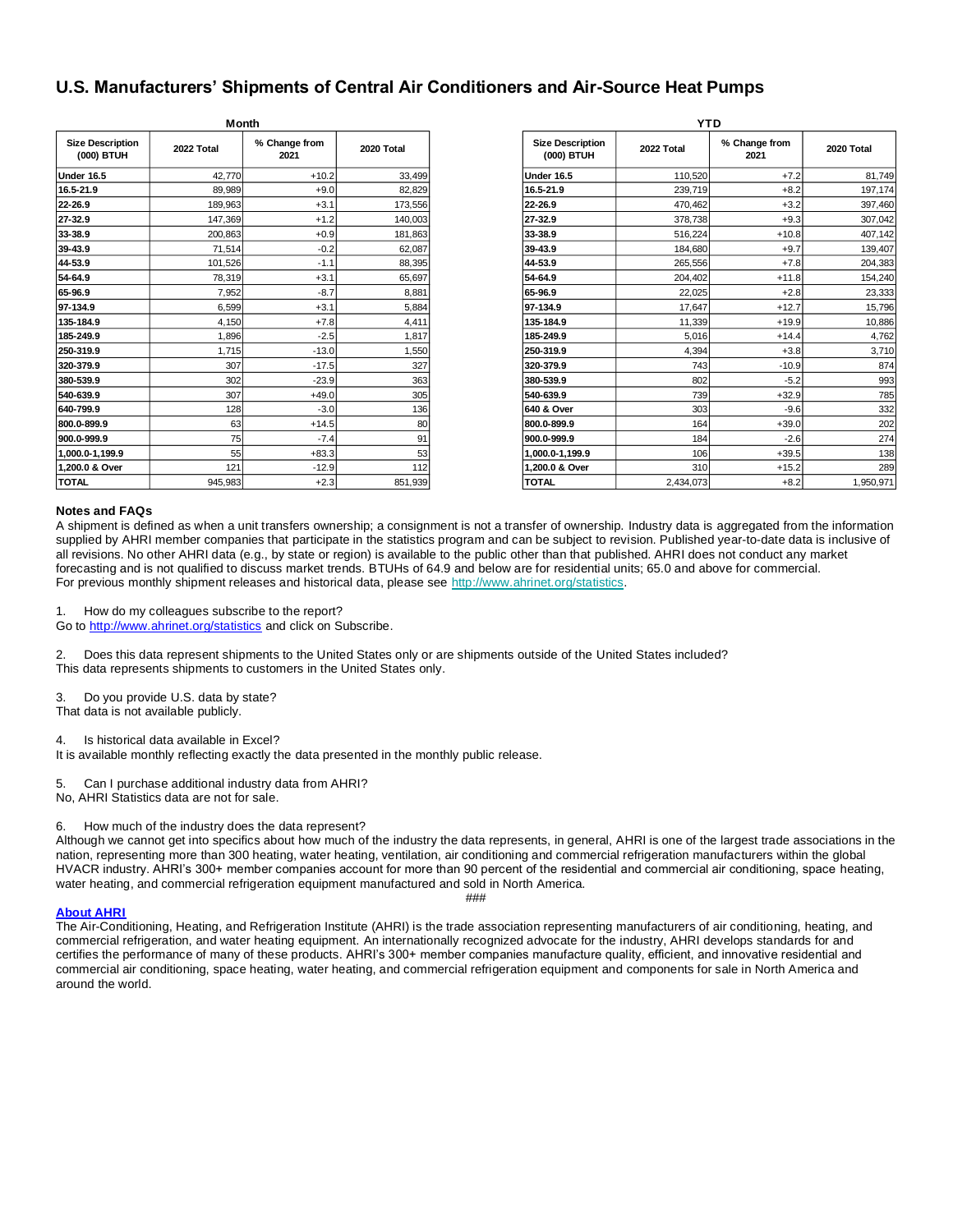# U.S. Manufacturers' Shipments of Central Air Conditioners and Air-Source Heat Pumps

**Month**

| Size Description (000) BTUH | 2022 Total | % Change from 2021 | 2020 Total |
|---|---|---|---|
| Under 16.5 | 42,770 | +10.2 | 33,499 |
| 16.5-21.9 | 89,989 | +9.0 | 82,829 |
| 22-26.9 | 189,963 | +3.1 | 173,556 |
| 27-32.9 | 147,369 | +1.2 | 140,003 |
| 33-38.9 | 200,863 | +0.9 | 181,863 |
| 39-43.9 | 71,514 | -0.2 | 62,087 |
| 44-53.9 | 101,526 | -1.1 | 88,395 |
| 54-64.9 | 78,319 | +3.1 | 65,697 |
| 65-96.9 | 7,952 | -8.7 | 8,881 |
| 97-134.9 | 6,599 | +3.1 | 5,884 |
| 135-184.9 | 4,150 | +7.8 | 4,411 |
| 185-249.9 | 1,896 | -2.5 | 1,817 |
| 250-319.9 | 1,715 | -13.0 | 1,550 |
| 320-379.9 | 307 | -17.5 | 327 |
| 380-539.9 | 302 | -23.9 | 363 |
| 540-639.9 | 307 | +49.0 | 305 |
| 640-799.9 | 128 | -3.0 | 136 |
| 800.0-899.9 | 63 | +14.5 | 80 |
| 900.0-999.9 | 75 | -7.4 | 91 |
| 1,000.0-1,199.9 | 55 | +83.3 | 53 |
| 1,200.0 & Over | 121 | -12.9 | 112 |
| TOTAL | 945,983 | +2.3 | 851,939 |

**YTD**

| Size Description (000) BTUH | 2022 Total | % Change from 2021 | 2020 Total |
|---|---|---|---|
| Under 16.5 | 110,520 | +7.2 | 81,749 |
| 16.5-21.9 | 239,719 | +8.2 | 197,174 |
| 22-26.9 | 470,462 | +3.2 | 397,460 |
| 27-32.9 | 378,738 | +9.3 | 307,042 |
| 33-38.9 | 516,224 | +10.8 | 407,142 |
| 39-43.9 | 184,680 | +9.7 | 139,407 |
| 44-53.9 | 265,556 | +7.8 | 204,383 |
| 54-64.9 | 204,402 | +11.8 | 154,240 |
| 65-96.9 | 22,025 | +2.8 | 23,333 |
| 97-134.9 | 17,647 | +12.7 | 15,796 |
| 135-184.9 | 11,339 | +19.9 | 10,886 |
| 185-249.9 | 5,016 | +14.4 | 4,762 |
| 250-319.9 | 4,394 | +3.8 | 3,710 |
| 320-379.9 | 743 | -10.9 | 874 |
| 380-539.9 | 802 | -5.2 | 993 |
| 540-639.9 | 739 | +32.9 | 785 |
| 640 & Over | 303 | -9.6 | 332 |
| 800.0-899.9 | 164 | +39.0 | 202 |
| 900.0-999.9 | 184 | -2.6 | 274 |
| 1,000.0-1,199.9 | 106 | +39.5 | 138 |
| 1,200.0 & Over | 310 | +15.2 | 289 |
| TOTAL | 2,434,073 | +8.2 | 1,950,971 |

## Notes and FAQs

A shipment is defined as when a unit transfers ownership; a consignment is not a transfer of ownership. Industry data is aggregated from the information supplied by AHRI member companies that participate in the statistics program and can be subject to revision. Published year-to-date data is inclusive of all revisions. No other AHRI data (e.g., by state or region) is available to the public other than that published. AHRI does not conduct any market forecasting and is not qualified to discuss market trends. BTUHs of 64.9 and below are for residential units; 65.0 and above for commercial.
For previous monthly shipment releases and historical data, please see http://www.ahrinet.org/statistics.

1. How do my colleagues subscribe to the report?
Go to http://www.ahrinet.org/statistics and click on Subscribe.

2. Does this data represent shipments to the United States only or are shipments outside of the United States included?
This data represents shipments to customers in the United States only.

3. Do you provide U.S. data by state?
That data is not available publicly.

4. Is historical data available in Excel?
It is available monthly reflecting exactly the data presented in the monthly public release.

5. Can I purchase additional industry data from AHRI?
No, AHRI Statistics data are not for sale.

6. How much of the industry does the data represent?
Although we cannot get into specifics about how much of the industry the data represents, in general, AHRI is one of the largest trade associations in the nation, representing more than 300 heating, water heating, ventilation, air conditioning and commercial refrigeration manufacturers within the global HVACR industry. AHRI's 300+ member companies account for more than 90 percent of the residential and commercial air conditioning, space heating, water heating, and commercial refrigeration equipment manufactured and sold in North America.

###

**About AHRI**

The Air-Conditioning, Heating, and Refrigeration Institute (AHRI) is the trade association representing manufacturers of air conditioning, heating, and commercial refrigeration, and water heating equipment. An internationally recognized advocate for the industry, AHRI develops standards for and certifies the performance of many of these products. AHRI's 300+ member companies manufacture quality, efficient, and innovative residential and commercial air conditioning, space heating, water heating, and commercial refrigeration equipment and components for sale in North America and around the world.